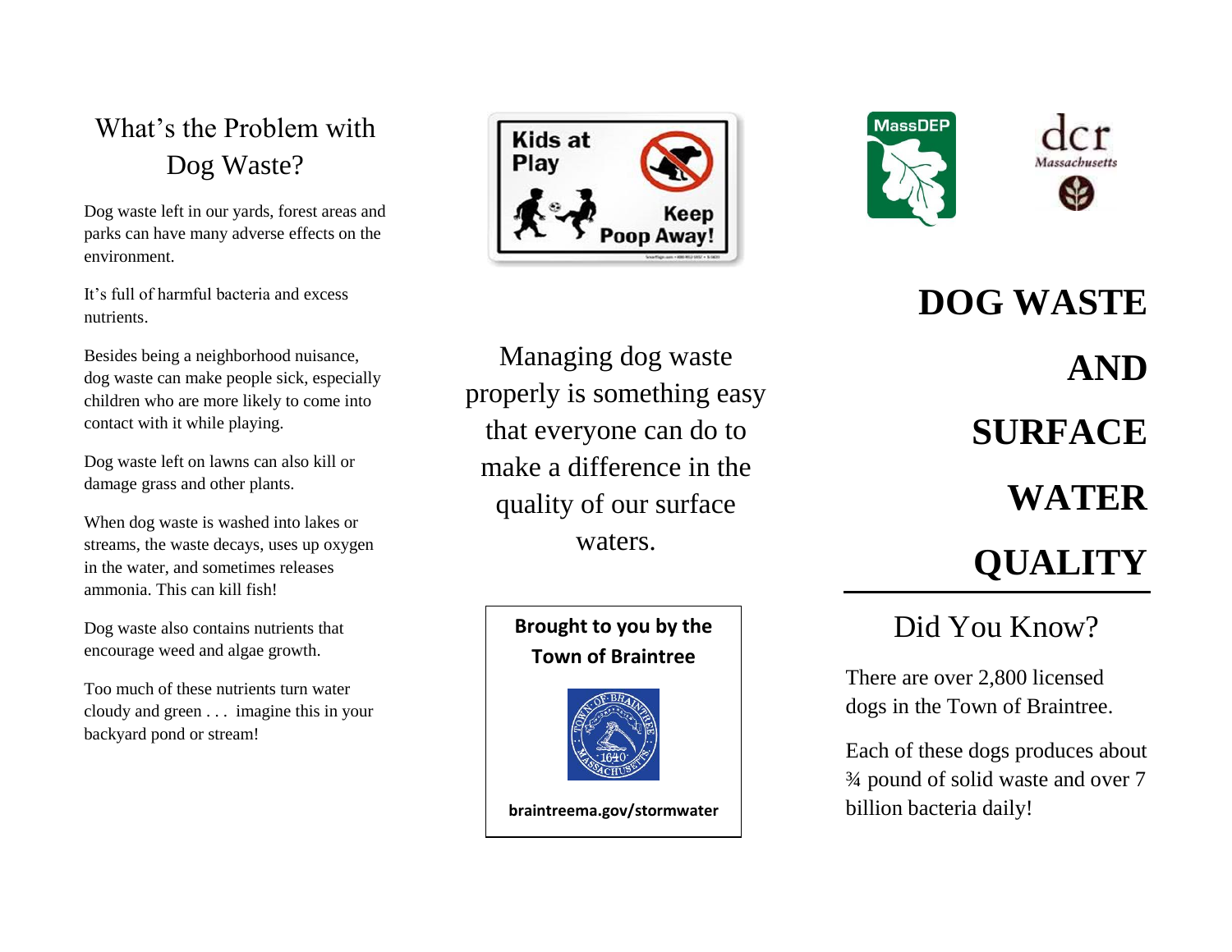## What's the Problem with Dog Waste?

Dog waste left in our yards, forest areas and parks can have many adverse effects on the environment.

It's full of harmful bacteria and excess nutrients.

Besides being a neighborhood nuisance, dog waste can make people sick, especially children who are more likely to come into contact with it while playing.

Dog waste left on lawns can also kill or damage grass and other plants.

When dog waste is washed into lakes or streams, the waste decays, uses up oxygen in the water, and sometimes releases ammonia. This can kill fish!

Dog waste also contains nutrients that encourage weed and algae growth.

Too much of these nutrients turn water cloudy and green . . . imagine this in your backyard pond or stream!

Kids at Play

Keep Poop Away!

Managing dog waste properly is something easy that everyone can do to make a difference in the quality of our surface waters.

**Brought to you by the Town of Braintree**

**braintreema.gov/stormwater**

MassDEP

dcr Massachusetts

# DOG WASTE AND SURFACE WATER QUALITY

## Did You Know?

There are over 2,800 licensed dogs in the Town of Braintree.

Each of these dogs produces about ¾ pound of solid waste and over 7 billion bacteria daily!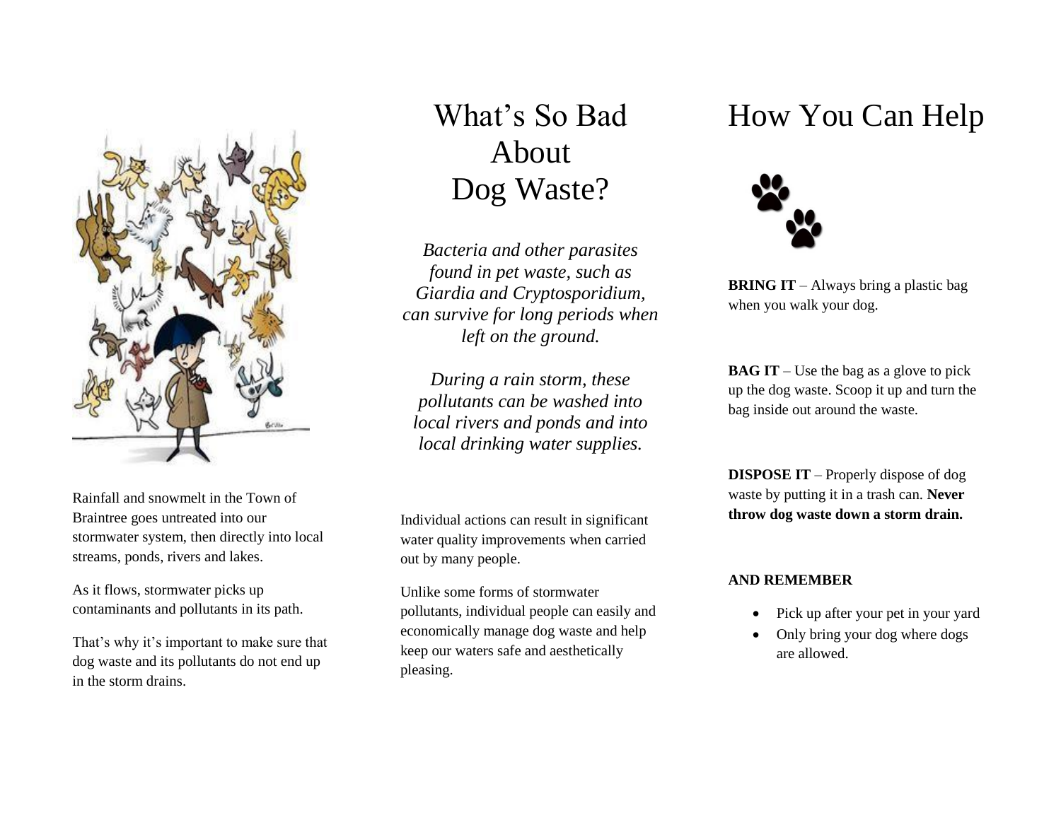Rainfall and snowmelt in the Town of Braintree goes untreated into our stormwater system, then directly into local streams, ponds, rivers and lakes.

As it flows, stormwater picks up contaminants and pollutants in its path.

That's why it's important to make sure that dog waste and its pollutants do not end up in the storm drains.

# What's So Bad About Dog Waste?

*Bacteria and other parasites found in pet waste, such as Giardia and Cryptosporidium, can survive for long periods when left on the ground.*

*During a rain storm, these pollutants can be washed into local rivers and ponds and into local drinking water supplies.*

Individual actions can result in significant water quality improvements when carried out by many people.

Unlike some forms of stormwater pollutants, individual people can easily and economically manage dog waste and help keep our waters safe and aesthetically pleasing.

# How You Can Help

**BRING IT** – Always bring a plastic bag when you walk your dog.

**BAG IT** – Use the bag as a glove to pick up the dog waste. Scoop it up and turn the bag inside out around the waste.

**DISPOSE IT** – Properly dispose of dog waste by putting it in a trash can. **Never throw dog waste down a storm drain.**

**AND REMEMBER**

- Pick up after your pet in your yard
- Only bring your dog where dogs are allowed.